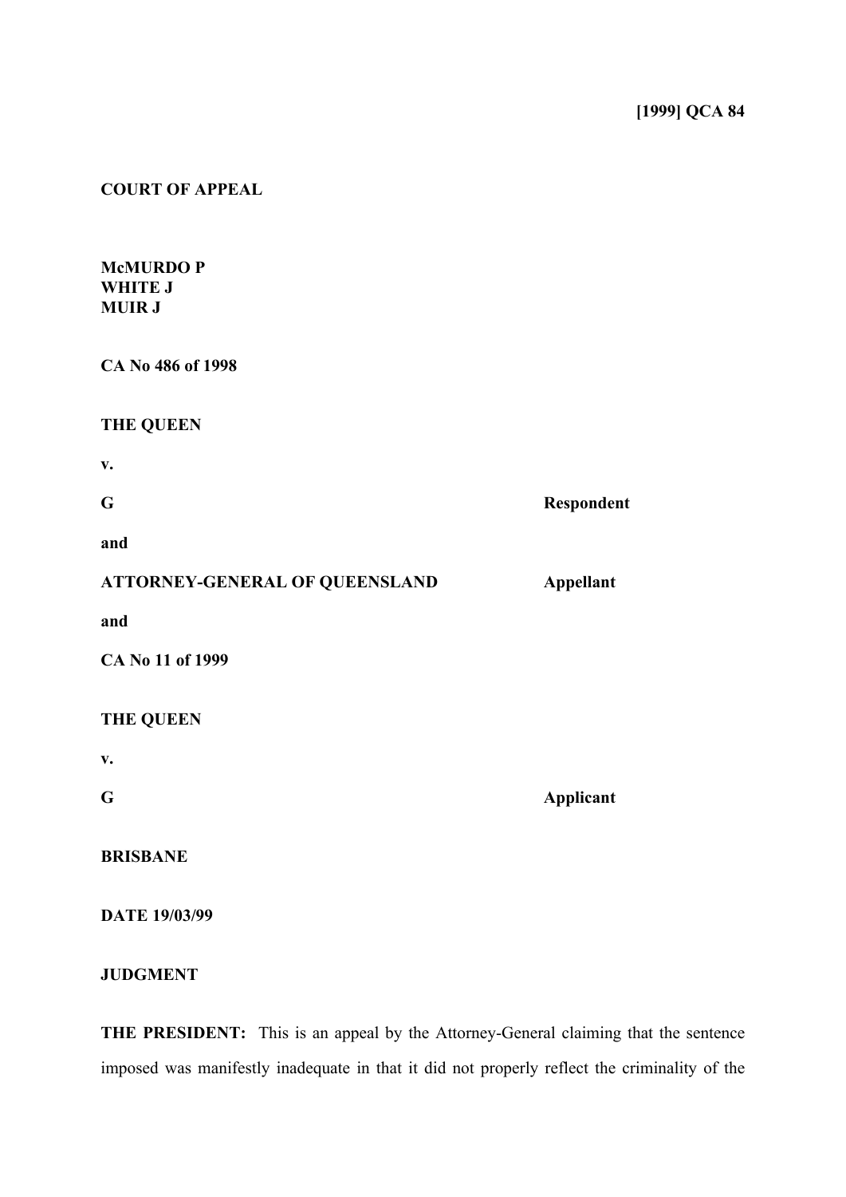**[1999] QCA 84**

**COURT OF APPEAL**

**McMURDO P**
**WHITE J**
**MUIR J**

**CA No 486 of 1998**

**THE QUEEN**

**v.**

| | |
|---|---|
| **G** | **Respondent** |
| **and** | |
| **ATTORNEY-GENERAL OF QUEENSLAND** | **Appellant** |

**and**

**CA No 11 of 1999**

**THE QUEEN**

**v.**

| | |
|---|---|
| **G** | **Applicant** |

**BRISBANE**

**DATE 19/03/99**

**JUDGMENT**

**THE PRESIDENT:** This is an appeal by the Attorney-General claiming that the sentence imposed was manifestly inadequate in that it did not properly reflect the criminality of the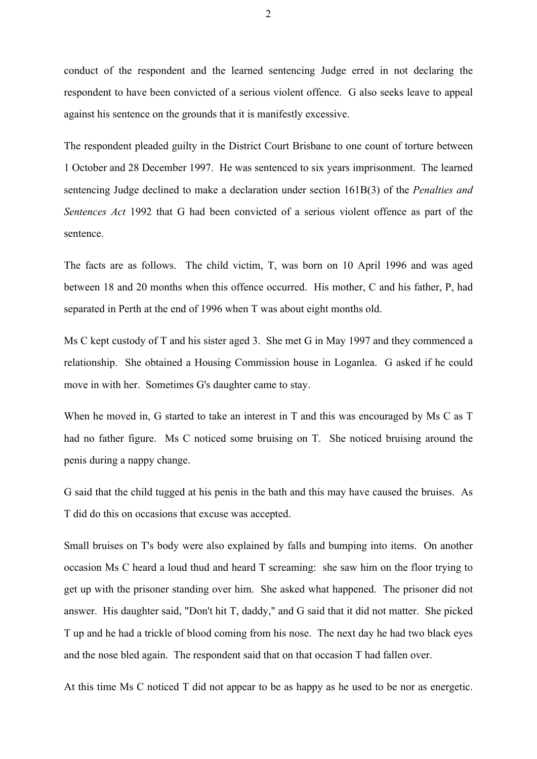conduct of the respondent and the learned sentencing Judge erred in not declaring the respondent to have been convicted of a serious violent offence. G also seeks leave to appeal against his sentence on the grounds that it is manifestly excessive.

The respondent pleaded guilty in the District Court Brisbane to one count of torture between 1 October and 28 December 1997. He was sentenced to six years imprisonment. The learned sentencing Judge declined to make a declaration under section 161B(3) of the *Penalties and Sentences Act* 1992 that G had been convicted of a serious violent offence as part of the sentence.

The facts are as follows. The child victim, T, was born on 10 April 1996 and was aged between 18 and 20 months when this offence occurred. His mother, C and his father, P, had separated in Perth at the end of 1996 when T was about eight months old.

Ms C kept custody of T and his sister aged 3. She met G in May 1997 and they commenced a relationship. She obtained a Housing Commission house in Loganlea. G asked if he could move in with her. Sometimes G's daughter came to stay.

When he moved in, G started to take an interest in T and this was encouraged by Ms C as T had no father figure. Ms C noticed some bruising on T. She noticed bruising around the penis during a nappy change.

G said that the child tugged at his penis in the bath and this may have caused the bruises. As T did do this on occasions that excuse was accepted.

Small bruises on T's body were also explained by falls and bumping into items. On another occasion Ms C heard a loud thud and heard T screaming: she saw him on the floor trying to get up with the prisoner standing over him. She asked what happened. The prisoner did not answer. His daughter said, "Don't hit T, daddy," and G said that it did not matter. She picked T up and he had a trickle of blood coming from his nose. The next day he had two black eyes and the nose bled again. The respondent said that on that occasion T had fallen over.

At this time Ms C noticed T did not appear to be as happy as he used to be nor as energetic.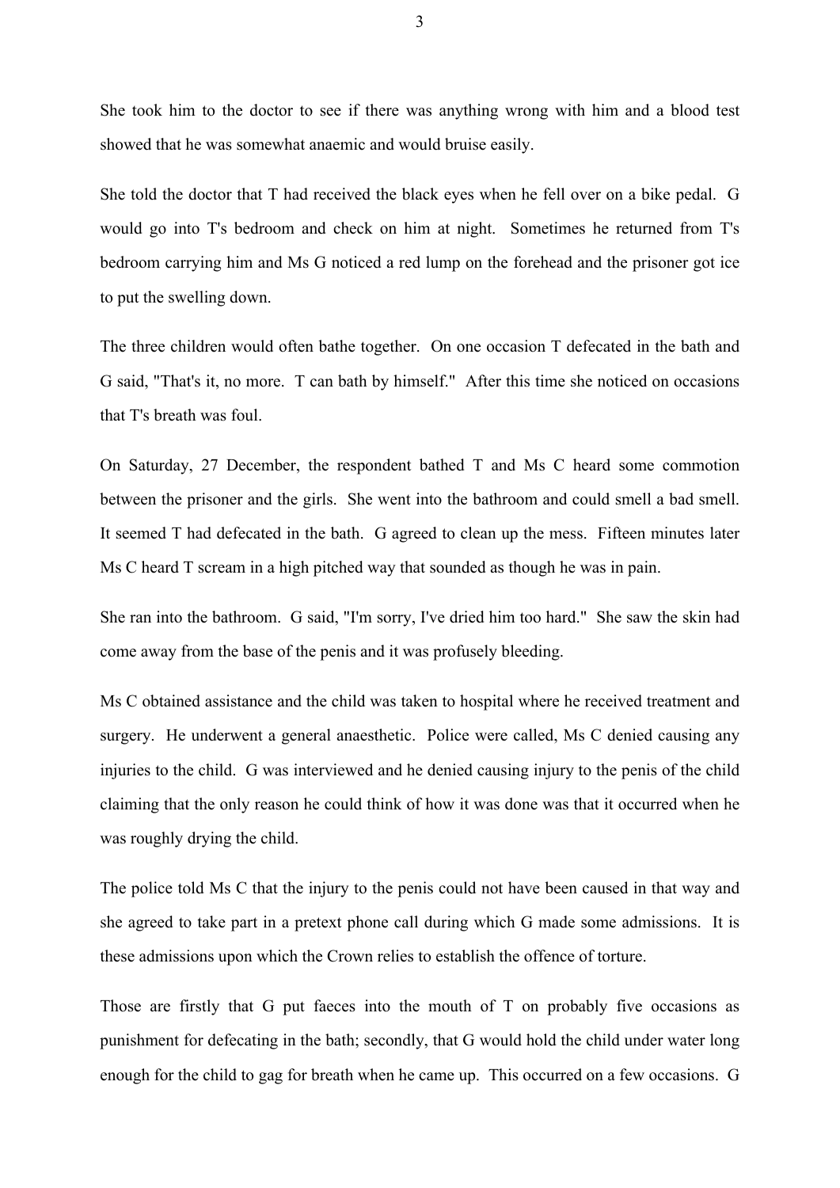She took him to the doctor to see if there was anything wrong with him and a blood test showed that he was somewhat anaemic and would bruise easily.

She told the doctor that T had received the black eyes when he fell over on a bike pedal. G would go into T's bedroom and check on him at night. Sometimes he returned from T's bedroom carrying him and Ms G noticed a red lump on the forehead and the prisoner got ice to put the swelling down.

The three children would often bathe together. On one occasion T defecated in the bath and G said, "That's it, no more. T can bath by himself." After this time she noticed on occasions that T's breath was foul.

On Saturday, 27 December, the respondent bathed T and Ms C heard some commotion between the prisoner and the girls. She went into the bathroom and could smell a bad smell. It seemed T had defecated in the bath. G agreed to clean up the mess. Fifteen minutes later Ms C heard T scream in a high pitched way that sounded as though he was in pain.

She ran into the bathroom. G said, "I'm sorry, I've dried him too hard." She saw the skin had come away from the base of the penis and it was profusely bleeding.

Ms C obtained assistance and the child was taken to hospital where he received treatment and surgery. He underwent a general anaesthetic. Police were called, Ms C denied causing any injuries to the child. G was interviewed and he denied causing injury to the penis of the child claiming that the only reason he could think of how it was done was that it occurred when he was roughly drying the child.

The police told Ms C that the injury to the penis could not have been caused in that way and she agreed to take part in a pretext phone call during which G made some admissions. It is these admissions upon which the Crown relies to establish the offence of torture.

Those are firstly that G put faeces into the mouth of T on probably five occasions as punishment for defecating in the bath; secondly, that G would hold the child under water long enough for the child to gag for breath when he came up. This occurred on a few occasions. G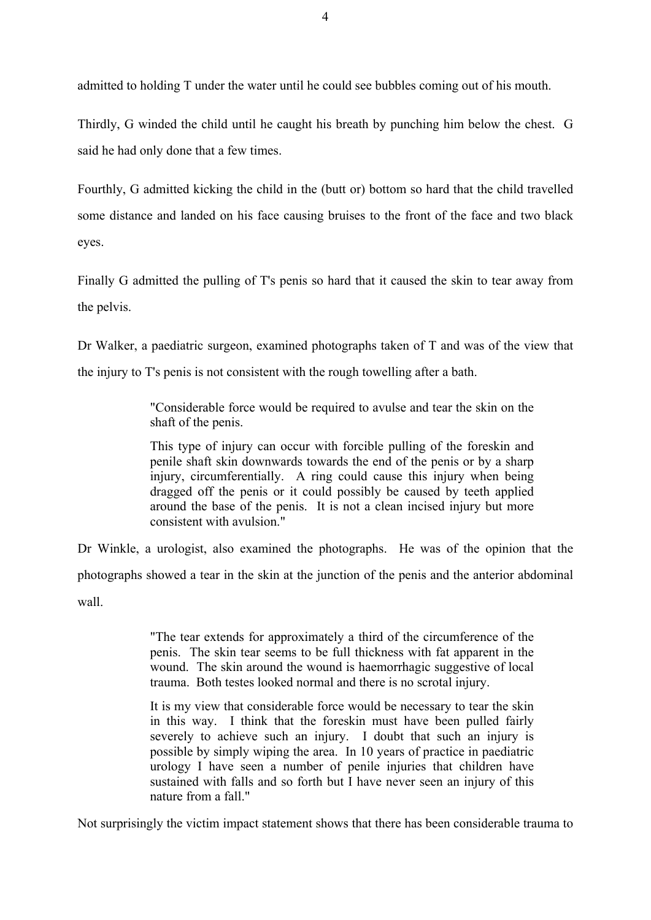admitted to holding T under the water until he could see bubbles coming out of his mouth.

Thirdly, G winded the child until he caught his breath by punching him below the chest. G said he had only done that a few times.

Fourthly, G admitted kicking the child in the (butt or) bottom so hard that the child travelled some distance and landed on his face causing bruises to the front of the face and two black eyes.

Finally G admitted the pulling of T's penis so hard that it caused the skin to tear away from the pelvis.

Dr Walker, a paediatric surgeon, examined photographs taken of T and was of the view that the injury to T's penis is not consistent with the rough towelling after a bath.

> "Considerable force would be required to avulse and tear the skin on the shaft of the penis.
>
> This type of injury can occur with forcible pulling of the foreskin and penile shaft skin downwards towards the end of the penis or by a sharp injury, circumferentially. A ring could cause this injury when being dragged off the penis or it could possibly be caused by teeth applied around the base of the penis. It is not a clean incised injury but more consistent with avulsion."

Dr Winkle, a urologist, also examined the photographs. He was of the opinion that the photographs showed a tear in the skin at the junction of the penis and the anterior abdominal wall.

> "The tear extends for approximately a third of the circumference of the penis. The skin tear seems to be full thickness with fat apparent in the wound. The skin around the wound is haemorrhagic suggestive of local trauma. Both testes looked normal and there is no scrotal injury.
>
> It is my view that considerable force would be necessary to tear the skin in this way. I think that the foreskin must have been pulled fairly severely to achieve such an injury. I doubt that such an injury is possible by simply wiping the area. In 10 years of practice in paediatric urology I have seen a number of penile injuries that children have sustained with falls and so forth but I have never seen an injury of this nature from a fall."

Not surprisingly the victim impact statement shows that there has been considerable trauma to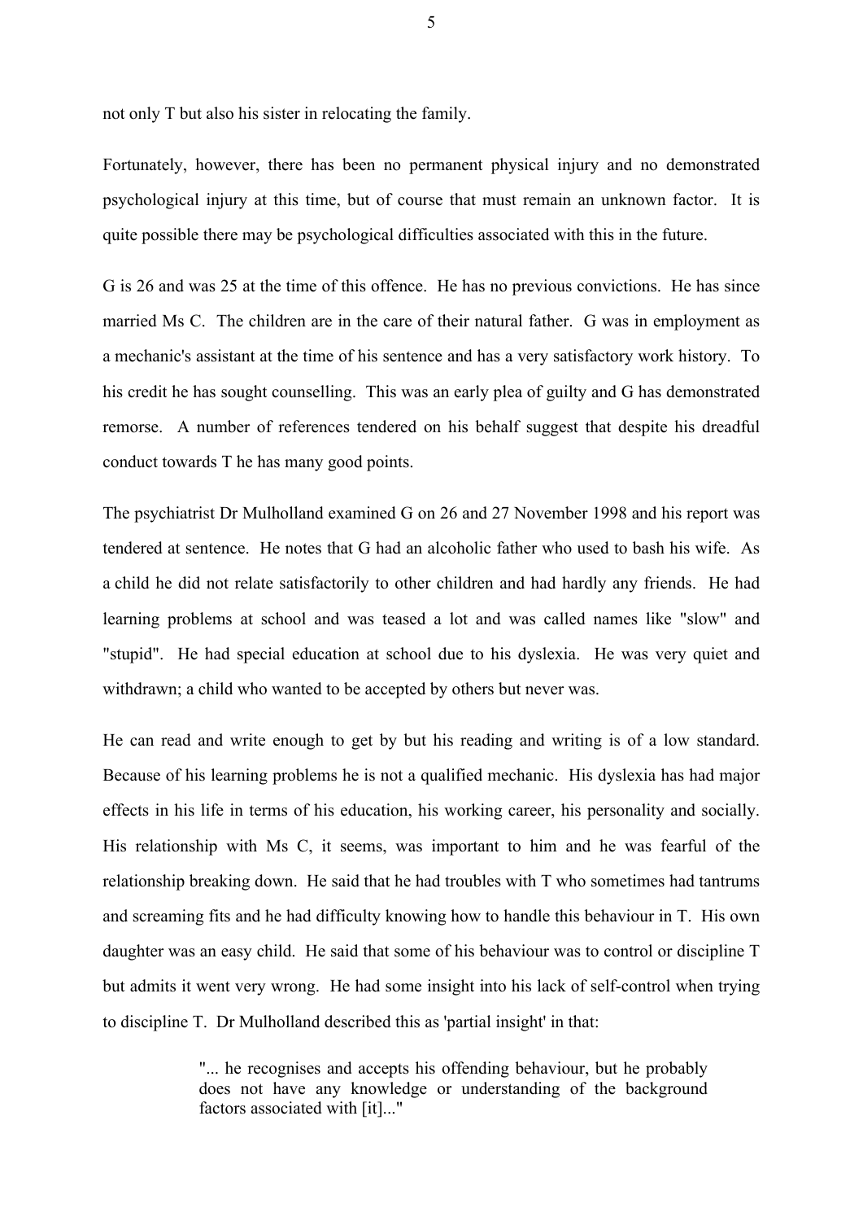not only T but also his sister in relocating the family.

Fortunately, however, there has been no permanent physical injury and no demonstrated psychological injury at this time, but of course that must remain an unknown factor. It is quite possible there may be psychological difficulties associated with this in the future.

G is 26 and was 25 at the time of this offence. He has no previous convictions. He has since married Ms C. The children are in the care of their natural father. G was in employment as a mechanic's assistant at the time of his sentence and has a very satisfactory work history. To his credit he has sought counselling. This was an early plea of guilty and G has demonstrated remorse. A number of references tendered on his behalf suggest that despite his dreadful conduct towards T he has many good points.

The psychiatrist Dr Mulholland examined G on 26 and 27 November 1998 and his report was tendered at sentence. He notes that G had an alcoholic father who used to bash his wife. As a child he did not relate satisfactorily to other children and had hardly any friends. He had learning problems at school and was teased a lot and was called names like "slow" and "stupid". He had special education at school due to his dyslexia. He was very quiet and withdrawn; a child who wanted to be accepted by others but never was.

He can read and write enough to get by but his reading and writing is of a low standard. Because of his learning problems he is not a qualified mechanic. His dyslexia has had major effects in his life in terms of his education, his working career, his personality and socially. His relationship with Ms C, it seems, was important to him and he was fearful of the relationship breaking down. He said that he had troubles with T who sometimes had tantrums and screaming fits and he had difficulty knowing how to handle this behaviour in T. His own daughter was an easy child. He said that some of his behaviour was to control or discipline T but admits it went very wrong. He had some insight into his lack of self-control when trying to discipline T. Dr Mulholland described this as 'partial insight' in that:

> "... he recognises and accepts his offending behaviour, but he probably does not have any knowledge or understanding of the background factors associated with [it]..."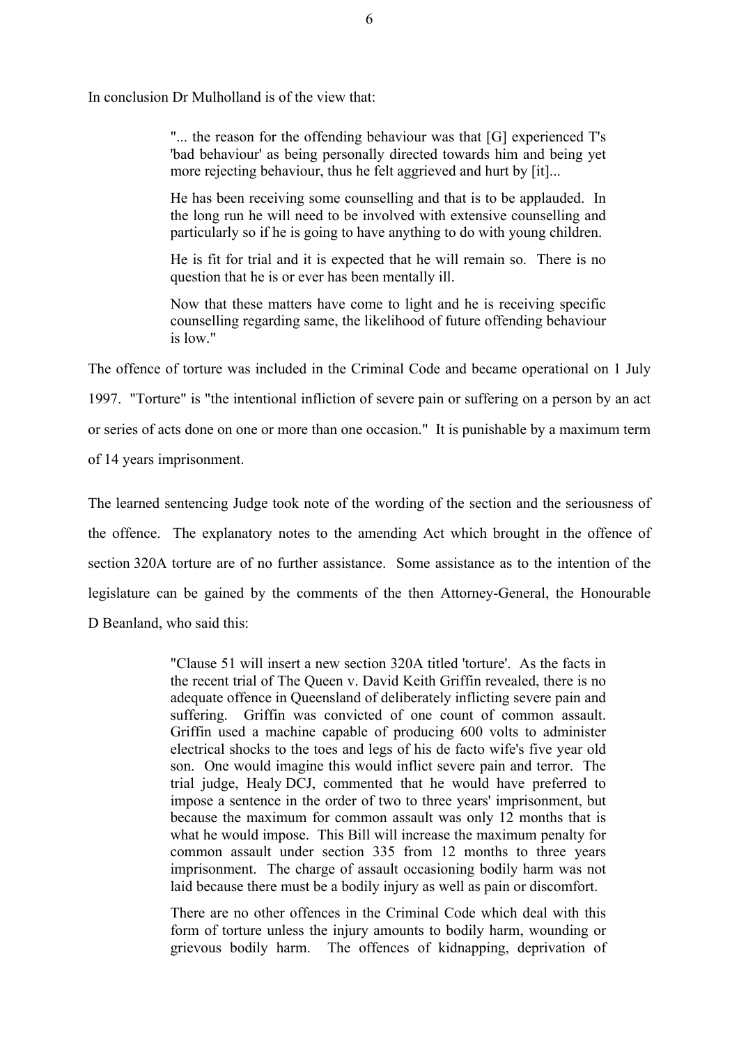In conclusion Dr Mulholland is of the view that:

> "... the reason for the offending behaviour was that [G] experienced T's 'bad behaviour' as being personally directed towards him and being yet more rejecting behaviour, thus he felt aggrieved and hurt by [it]...
>
> He has been receiving some counselling and that is to be applauded. In the long run he will need to be involved with extensive counselling and particularly so if he is going to have anything to do with young children.
>
> He is fit for trial and it is expected that he will remain so. There is no question that he is or ever has been mentally ill.
>
> Now that these matters have come to light and he is receiving specific counselling regarding same, the likelihood of future offending behaviour is low."

The offence of torture was included in the Criminal Code and became operational on 1 July 1997. "Torture" is "the intentional infliction of severe pain or suffering on a person by an act or series of acts done on one or more than one occasion." It is punishable by a maximum term of 14 years imprisonment.

The learned sentencing Judge took note of the wording of the section and the seriousness of the offence. The explanatory notes to the amending Act which brought in the offence of section 320A torture are of no further assistance. Some assistance as to the intention of the legislature can be gained by the comments of the then Attorney-General, the Honourable D Beanland, who said this:

> "Clause 51 will insert a new section 320A titled 'torture'. As the facts in the recent trial of The Queen v. David Keith Griffin revealed, there is no adequate offence in Queensland of deliberately inflicting severe pain and suffering. Griffin was convicted of one count of common assault. Griffin used a machine capable of producing 600 volts to administer electrical shocks to the toes and legs of his de facto wife's five year old son. One would imagine this would inflict severe pain and terror. The trial judge, Healy DCJ, commented that he would have preferred to impose a sentence in the order of two to three years' imprisonment, but because the maximum for common assault was only 12 months that is what he would impose. This Bill will increase the maximum penalty for common assault under section 335 from 12 months to three years imprisonment. The charge of assault occasioning bodily harm was not laid because there must be a bodily injury as well as pain or discomfort.
>
> There are no other offences in the Criminal Code which deal with this form of torture unless the injury amounts to bodily harm, wounding or grievous bodily harm. The offences of kidnapping, deprivation of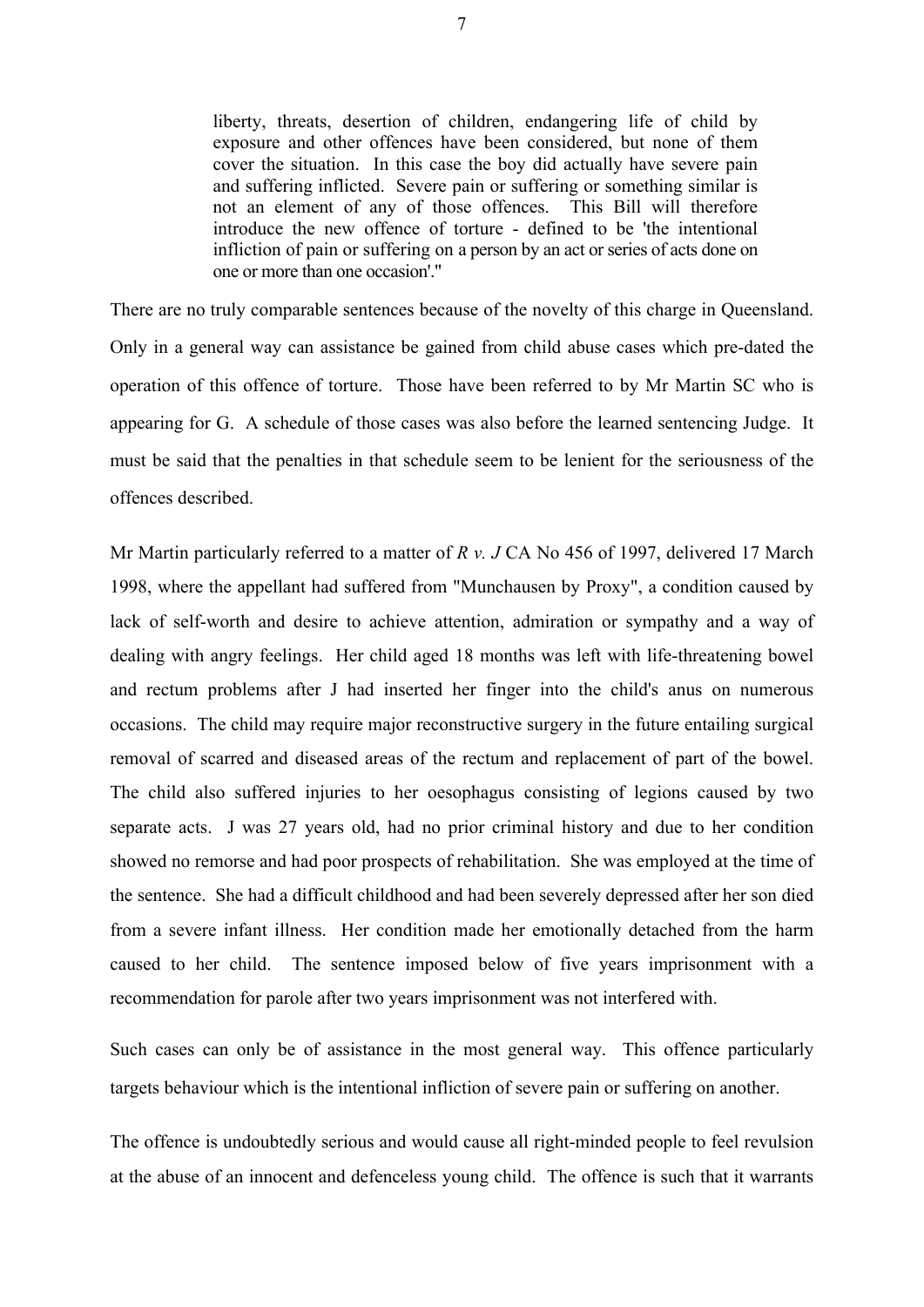> liberty, threats, desertion of children, endangering life of child by exposure and other offences have been considered, but none of them cover the situation. In this case the boy did actually have severe pain and suffering inflicted. Severe pain or suffering or something similar is not an element of any of those offences. This Bill will therefore introduce the new offence of torture - defined to be 'the intentional infliction of pain or suffering on a person by an act or series of acts done on one or more than one occasion'."

There are no truly comparable sentences because of the novelty of this charge in Queensland. Only in a general way can assistance be gained from child abuse cases which pre-dated the operation of this offence of torture. Those have been referred to by Mr Martin SC who is appearing for G. A schedule of those cases was also before the learned sentencing Judge. It must be said that the penalties in that schedule seem to be lenient for the seriousness of the offences described.

Mr Martin particularly referred to a matter of *R v. J* CA No 456 of 1997, delivered 17 March 1998, where the appellant had suffered from "Munchausen by Proxy", a condition caused by lack of self-worth and desire to achieve attention, admiration or sympathy and a way of dealing with angry feelings. Her child aged 18 months was left with life-threatening bowel and rectum problems after J had inserted her finger into the child's anus on numerous occasions. The child may require major reconstructive surgery in the future entailing surgical removal of scarred and diseased areas of the rectum and replacement of part of the bowel. The child also suffered injuries to her oesophagus consisting of legions caused by two separate acts. J was 27 years old, had no prior criminal history and due to her condition showed no remorse and had poor prospects of rehabilitation. She was employed at the time of the sentence. She had a difficult childhood and had been severely depressed after her son died from a severe infant illness. Her condition made her emotionally detached from the harm caused to her child. The sentence imposed below of five years imprisonment with a recommendation for parole after two years imprisonment was not interfered with.

Such cases can only be of assistance in the most general way. This offence particularly targets behaviour which is the intentional infliction of severe pain or suffering on another.

The offence is undoubtedly serious and would cause all right-minded people to feel revulsion at the abuse of an innocent and defenceless young child. The offence is such that it warrants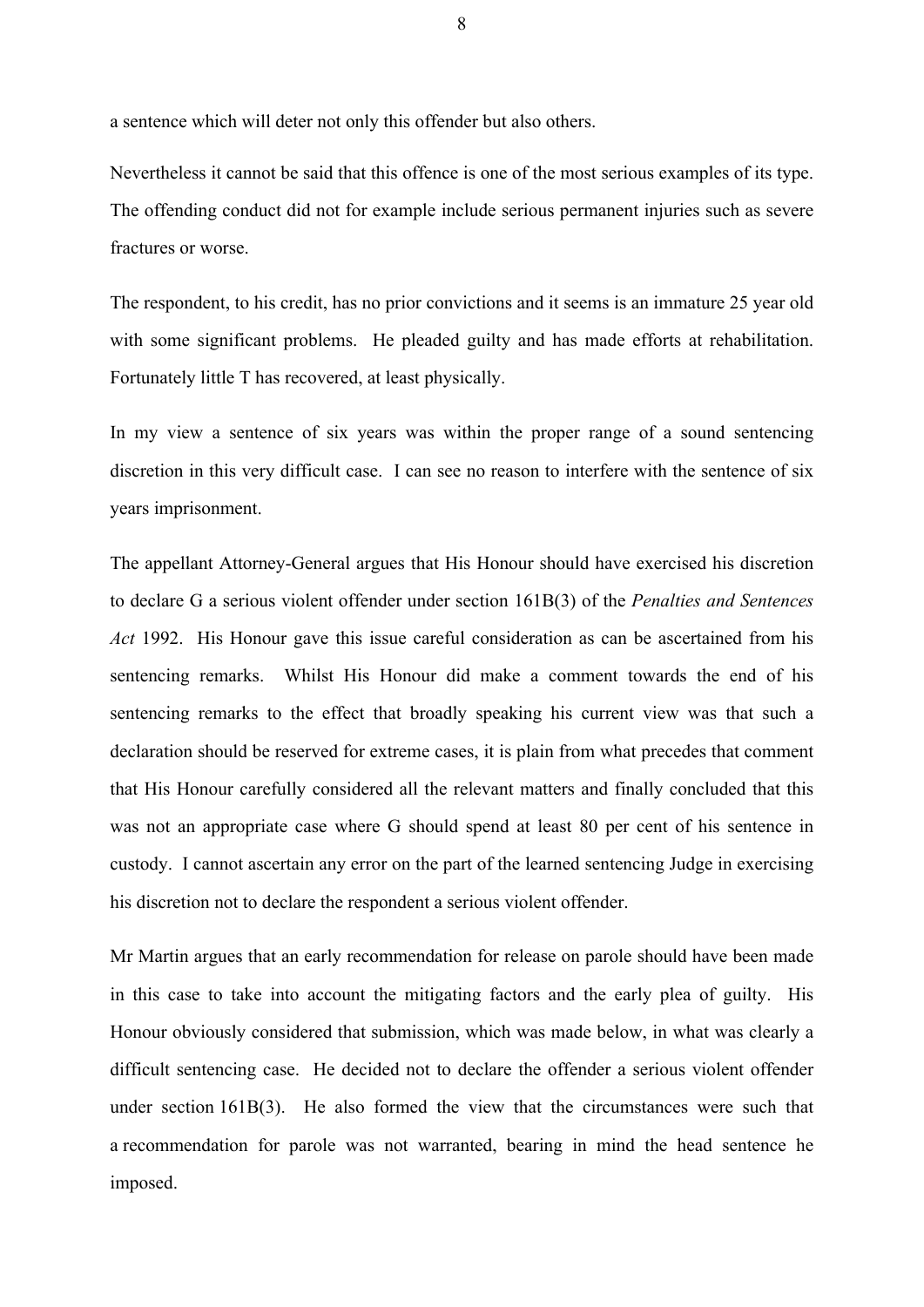a sentence which will deter not only this offender but also others.

Nevertheless it cannot be said that this offence is one of the most serious examples of its type. The offending conduct did not for example include serious permanent injuries such as severe fractures or worse.

The respondent, to his credit, has no prior convictions and it seems is an immature 25 year old with some significant problems. He pleaded guilty and has made efforts at rehabilitation. Fortunately little T has recovered, at least physically.

In my view a sentence of six years was within the proper range of a sound sentencing discretion in this very difficult case. I can see no reason to interfere with the sentence of six years imprisonment.

The appellant Attorney-General argues that His Honour should have exercised his discretion to declare G a serious violent offender under section 161B(3) of the *Penalties and Sentences Act* 1992. His Honour gave this issue careful consideration as can be ascertained from his sentencing remarks. Whilst His Honour did make a comment towards the end of his sentencing remarks to the effect that broadly speaking his current view was that such a declaration should be reserved for extreme cases, it is plain from what precedes that comment that His Honour carefully considered all the relevant matters and finally concluded that this was not an appropriate case where G should spend at least 80 per cent of his sentence in custody. I cannot ascertain any error on the part of the learned sentencing Judge in exercising his discretion not to declare the respondent a serious violent offender.

Mr Martin argues that an early recommendation for release on parole should have been made in this case to take into account the mitigating factors and the early plea of guilty. His Honour obviously considered that submission, which was made below, in what was clearly a difficult sentencing case. He decided not to declare the offender a serious violent offender under section 161B(3). He also formed the view that the circumstances were such that a recommendation for parole was not warranted, bearing in mind the head sentence he imposed.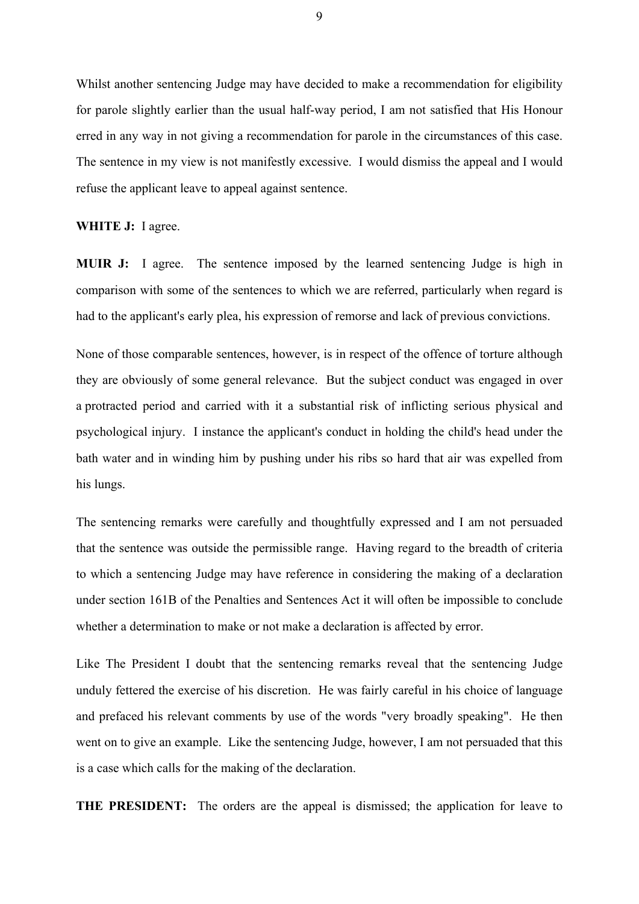Whilst another sentencing Judge may have decided to make a recommendation for eligibility for parole slightly earlier than the usual half-way period, I am not satisfied that His Honour erred in any way in not giving a recommendation for parole in the circumstances of this case. The sentence in my view is not manifestly excessive. I would dismiss the appeal and I would refuse the applicant leave to appeal against sentence.

**WHITE J:** I agree.

**MUIR J:** I agree. The sentence imposed by the learned sentencing Judge is high in comparison with some of the sentences to which we are referred, particularly when regard is had to the applicant's early plea, his expression of remorse and lack of previous convictions.

None of those comparable sentences, however, is in respect of the offence of torture although they are obviously of some general relevance. But the subject conduct was engaged in over a protracted period and carried with it a substantial risk of inflicting serious physical and psychological injury. I instance the applicant's conduct in holding the child's head under the bath water and in winding him by pushing under his ribs so hard that air was expelled from his lungs.

The sentencing remarks were carefully and thoughtfully expressed and I am not persuaded that the sentence was outside the permissible range. Having regard to the breadth of criteria to which a sentencing Judge may have reference in considering the making of a declaration under section 161B of the Penalties and Sentences Act it will often be impossible to conclude whether a determination to make or not make a declaration is affected by error.

Like The President I doubt that the sentencing remarks reveal that the sentencing Judge unduly fettered the exercise of his discretion. He was fairly careful in his choice of language and prefaced his relevant comments by use of the words "very broadly speaking". He then went on to give an example. Like the sentencing Judge, however, I am not persuaded that this is a case which calls for the making of the declaration.

**THE PRESIDENT:** The orders are the appeal is dismissed; the application for leave to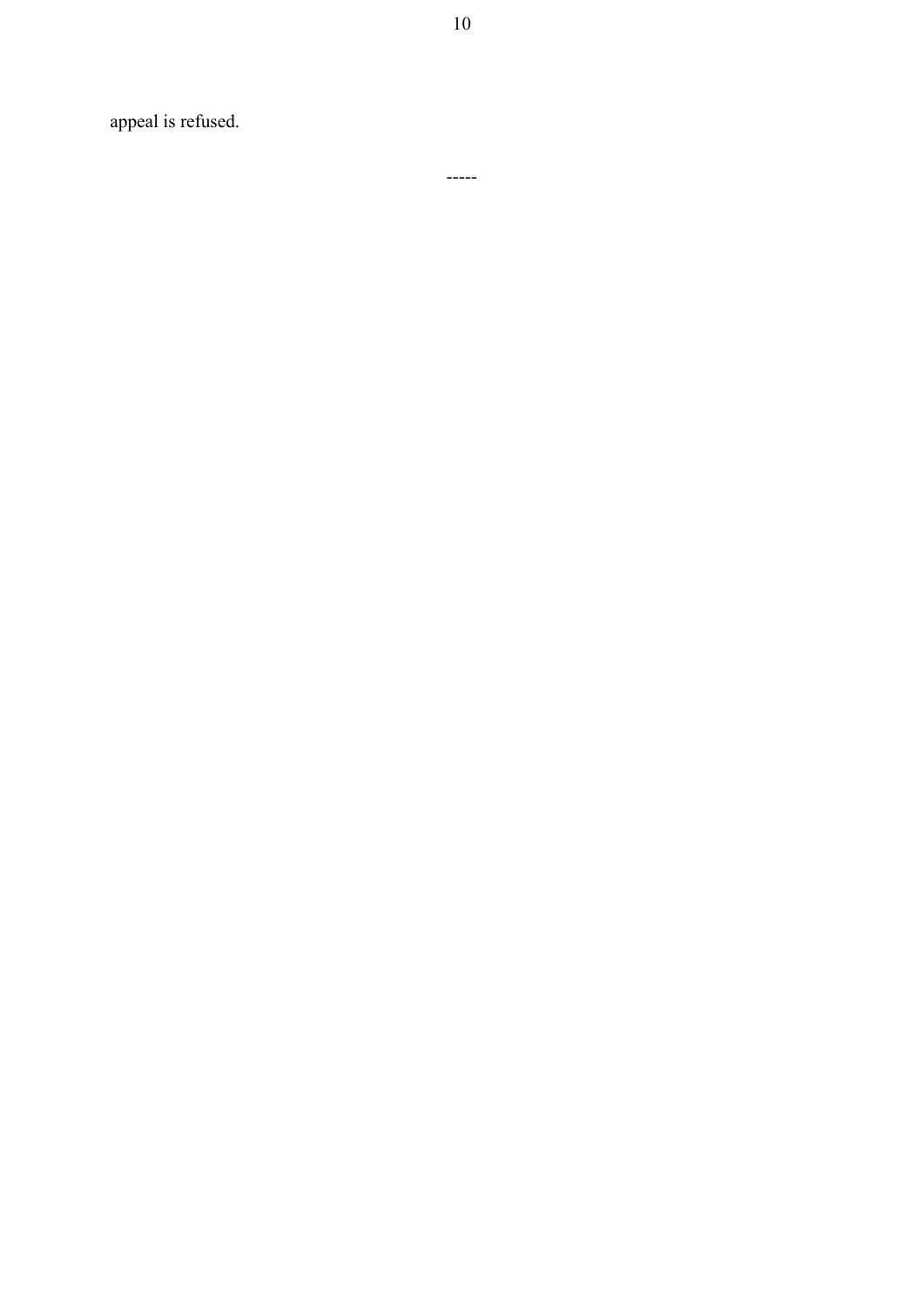appeal is refused.

-----